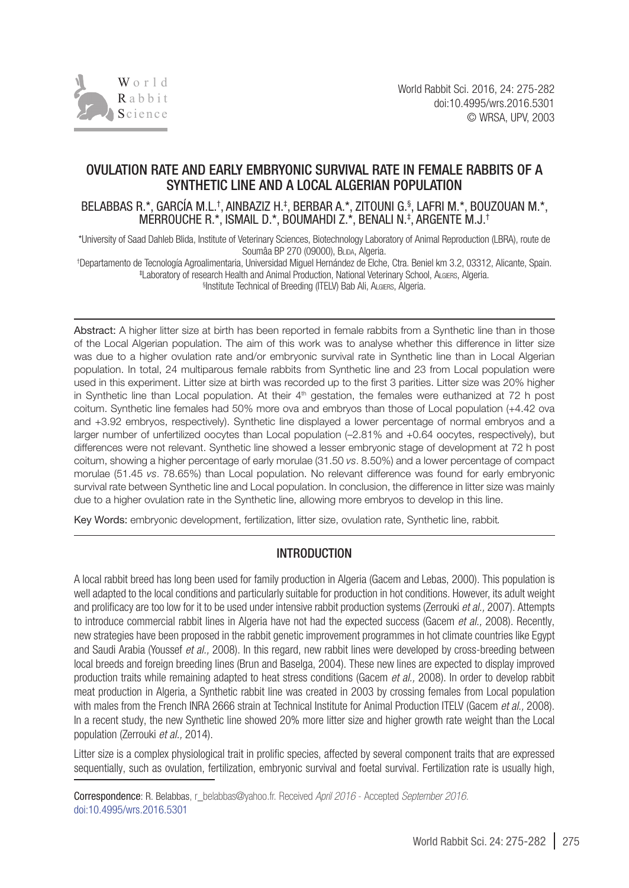# OVULATION RATE AND EARLY EMBRYONIC SURVIVAL RATE IN FEMALE RABBITS OF A SYNTHETIC LINE AND A LOCAL ALGERIAN POPULATION

BELABBAS R.*, GARCÍA M.L.[†], AINBAZIZ H.[‡], BERBAR A.*, ZITOUNI G.[§], LAFRI M.*, BOUZOUAN M.*, MERROUCHE R.*, ISMAIL D.*, BOUMAHDI Z.*, BENALI N.[‡], ARGENTE M.J.[†]

*University of Saad Dahleb Blida, Institute of Veterinary Sciences, Biotechnology Laboratory of Animal Reproduction (LBRA), route de Soumâa BP 270 (09000), Blida, Algeria.

[†]Departamento de Tecnología Agroalimentaria, Universidad Miguel Hernández de Elche, Ctra. Beniel km 3.2, 03312, Alicante, Spain.

[‡]Laboratory of research Health and Animal Production, National Veterinary School, Algiers, Algeria.

[§]Institute Technical of Breeding (ITELV) Bab Ali, Algiers, Algeria.

Abstract: A higher litter size at birth has been reported in female rabbits from a Synthetic line than in those of the Local Algerian population. The aim of this work was to analyse whether this difference in litter size was due to a higher ovulation rate and/or embryonic survival rate in Synthetic line than in Local Algerian population. In total, 24 multiparous female rabbits from Synthetic line and 23 from Local population were used in this experiment. Litter size at birth was recorded up to the first 3 parities. Litter size was 20% higher in Synthetic line than Local population. At their 4[th] gestation, the females were euthanized at 72 h post coitum. Synthetic line females had 50% more ova and embryos than those of Local population (+4.42 ova and +3.92 embryos, respectively). Synthetic line displayed a lower percentage of normal embryos and a larger number of unfertilized oocytes than Local population (–2.81% and +0.64 oocytes, respectively), but differences were not relevant. Synthetic line showed a lesser embryonic stage of development at 72 h post coitum, showing a higher percentage of early morulae (31.50 *vs*. 8.50%) and a lower percentage of compact morulae (51.45 *vs*. 78.65%) than Local population. No relevant difference was found for early embryonic survival rate between Synthetic line and Local population. In conclusion, the difference in litter size was mainly due to a higher ovulation rate in the Synthetic line, allowing more embryos to develop in this line.

Key Words: embryonic development, fertilization, litter size, ovulation rate, Synthetic line, rabbit.

## INTRODUCTION

A local rabbit breed has long been used for family production in Algeria (Gacem and Lebas, 2000). This population is well adapted to the local conditions and particularly suitable for production in hot conditions. However, its adult weight and prolificacy are too low for it to be used under intensive rabbit production systems (Zerrouki *et al.,* 2007). Attempts to introduce commercial rabbit lines in Algeria have not had the expected success (Gacem *et al.,* 2008). Recently, new strategies have been proposed in the rabbit genetic improvement programmes in hot climate countries like Egypt and Saudi Arabia (Youssef *et al.,* 2008). In this regard, new rabbit lines were developed by cross-breeding between local breeds and foreign breeding lines (Brun and Baselga, 2004). These new lines are expected to display improved production traits while remaining adapted to heat stress conditions (Gacem *et al.,* 2008). In order to develop rabbit meat production in Algeria, a Synthetic rabbit line was created in 2003 by crossing females from Local population with males from the French INRA 2666 strain at Technical Institute for Animal Production ITELV (Gacem *et al.,* 2008). In a recent study, the new Synthetic line showed 20% more litter size and higher growth rate weight than the Local population (Zerrouki *et al.,* 2014).

Litter size is a complex physiological trait in prolific species, affected by several component traits that are expressed sequentially, such as ovulation, fertilization, embryonic survival and foetal survival. Fertilization rate is usually high,

Correspondence: R. Belabbas, r_belabbas@yahoo.fr. Received *April 2016* - Accepted *September 2016.*
doi:10.4995/wrs.2016.5301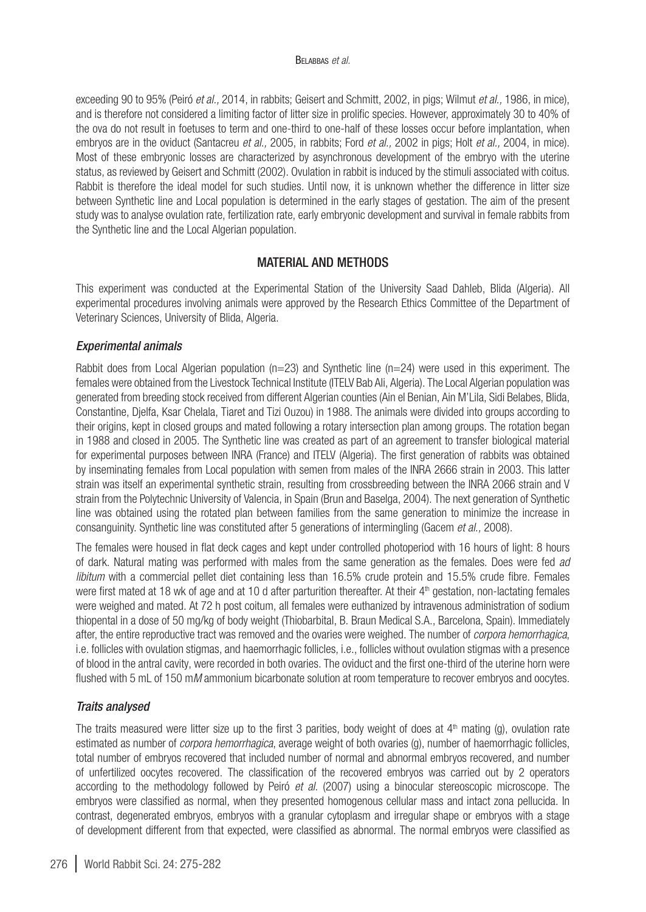exceeding 90 to 95% (Peiró *et al.,* 2014, in rabbits; Geisert and Schmitt, 2002, in pigs; Wilmut *et al.,* 1986, in mice), and is therefore not considered a limiting factor of litter size in prolific species. However, approximately 30 to 40% of the ova do not result in foetuses to term and one-third to one-half of these losses occur before implantation, when embryos are in the oviduct (Santacreu *et al.,* 2005, in rabbits; Ford *et al.,* 2002 in pigs; Holt *et al.,* 2004, in mice). Most of these embryonic losses are characterized by asynchronous development of the embryo with the uterine status, as reviewed by Geisert and Schmitt (2002). Ovulation in rabbit is induced by the stimuli associated with coitus. Rabbit is therefore the ideal model for such studies. Until now, it is unknown whether the difference in litter size between Synthetic line and Local population is determined in the early stages of gestation. The aim of the present study was to analyse ovulation rate, fertilization rate, early embryonic development and survival in female rabbits from the Synthetic line and the Local Algerian population.

## MATERIAL AND METHODS

This experiment was conducted at the Experimental Station of the University Saad Dahleb, Blida (Algeria). All experimental procedures involving animals were approved by the Research Ethics Committee of the Department of Veterinary Sciences, University of Blida, Algeria.

### *Experimental animals*

Rabbit does from Local Algerian population (n=23) and Synthetic line (n=24) were used in this experiment. The females were obtained from the Livestock Technical Institute (ITELV Bab Ali, Algeria). The Local Algerian population was generated from breeding stock received from different Algerian counties (Ain el Benian, Ain M'Lila, Sidi Belabes, Blida, Constantine, Djelfa, Ksar Chelala, Tiaret and Tizi Ouzou) in 1988. The animals were divided into groups according to their origins, kept in closed groups and mated following a rotary intersection plan among groups. The rotation began in 1988 and closed in 2005. The Synthetic line was created as part of an agreement to transfer biological material for experimental purposes between INRA (France) and ITELV (Algeria). The first generation of rabbits was obtained by inseminating females from Local population with semen from males of the INRA 2666 strain in 2003. This latter strain was itself an experimental synthetic strain, resulting from crossbreeding between the INRA 2066 strain and V strain from the Polytechnic University of Valencia, in Spain (Brun and Baselga, 2004). The next generation of Synthetic line was obtained using the rotated plan between families from the same generation to minimize the increase in consanguinity. Synthetic line was constituted after 5 generations of intermingling (Gacem *et al.,* 2008).

The females were housed in flat deck cages and kept under controlled photoperiod with 16 hours of light: 8 hours of dark. Natural mating was performed with males from the same generation as the females. Does were fed *ad libitum* with a commercial pellet diet containing less than 16.5% crude protein and 15.5% crude fibre. Females were first mated at 18 wk of age and at 10 d after parturition thereafter. At their 4$^{th}$ gestation, non-lactating females were weighed and mated. At 72 h post coitum, all females were euthanized by intravenous administration of sodium thiopental in a dose of 50 mg/kg of body weight (Thiobarbital, B. Braun Medical S.A., Barcelona, Spain). Immediately after, the entire reproductive tract was removed and the ovaries were weighed. The number of *corpora hemorrhagica*, i.e. follicles with ovulation stigmas, and haemorrhagic follicles, i.e., follicles without ovulation stigmas with a presence of blood in the antral cavity, were recorded in both ovaries. The oviduct and the first one-third of the uterine horn were flushed with 5 mL of 150 m*M* ammonium bicarbonate solution at room temperature to recover embryos and oocytes.

### *Traits analysed*

The traits measured were litter size up to the first 3 parities, body weight of does at 4$^{th}$ mating (g), ovulation rate estimated as number of *corpora hemorrhagica*, average weight of both ovaries (g), number of haemorrhagic follicles, total number of embryos recovered that included number of normal and abnormal embryos recovered, and number of unfertilized oocytes recovered. The classification of the recovered embryos was carried out by 2 operators according to the methodology followed by Peiró *et al.* (2007) using a binocular stereoscopic microscope. The embryos were classified as normal, when they presented homogenous cellular mass and intact zona pellucida. In contrast, degenerated embryos, embryos with a granular cytoplasm and irregular shape or embryos with a stage of development different from that expected, were classified as abnormal. The normal embryos were classified as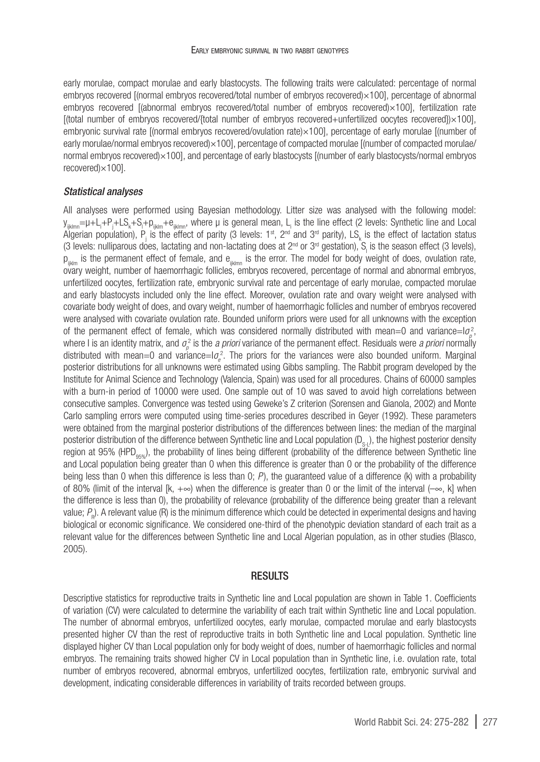early morulae, compact morulae and early blastocysts. The following traits were calculated: percentage of normal embryos recovered [(normal embryos recovered/total number of embryos recovered)×100], percentage of abnormal embryos recovered [(abnormal embryos recovered/total number of embryos recovered)×100], fertilization rate [(total number of embryos recovered/{total number of embryos recovered+unfertilized oocytes recovered})×100], embryonic survival rate [(normal embryos recovered/ovulation rate)×100], percentage of early morulae [(number of early morulae/normal embryos recovered)×100], percentage of compacted morulae [(number of compacted morulae/ normal embryos recovered)×100], and percentage of early blastocysts [(number of early blastocysts/normal embryos recovered)×100].

### *Statistical analyses*

All analyses were performed using Bayesian methodology. Litter size was analysed with the following model: $y_{ijklmn}=\mu+L_i+P_j+LS_k+S_l+p_{ijklm}+e_{ijklmn}$, where μ is general mean, $L_i$ is the line effect (2 levels: Synthetic line and Local Algerian population), $P_j$ is the effect of parity (3 levels: 1st, 2nd and 3rd parity), $LS_k$ is the effect of lactation status (3 levels: nulliparous does, lactating and non-lactating does at 2nd or 3rd gestation), $S_l$ is the season effect (3 levels), $p_{ijklm}$ is the permanent effect of female, and $e_{ijklmn}$ is the error. The model for body weight of does, ovulation rate, ovary weight, number of haemorrhagic follicles, embryos recovered, percentage of normal and abnormal embryos, unfertilized oocytes, fertilization rate, embryonic survival rate and percentage of early morulae, compacted morulae and early blastocysts included only the line effect. Moreover, ovulation rate and ovary weight were analysed with covariate body weight of does, and ovary weight, number of haemorrhagic follicles and number of embryos recovered were analysed with covariate ovulation rate. Bounded uniform priors were used for all unknowns with the exception of the permanent effect of female, which was considered normally distributed with mean=0 and variance=$I\sigma_p^2$, where I is an identity matrix, and $\sigma_p^2$ is the *a priori* variance of the permanent effect. Residuals were *a priori* normally distributed with mean=0 and variance=$I\sigma_e^2$. The priors for the variances were also bounded uniform. Marginal posterior distributions for all unknowns were estimated using Gibbs sampling. The Rabbit program developed by the Institute for Animal Science and Technology (Valencia, Spain) was used for all procedures. Chains of 60000 samples with a burn-in period of 10000 were used. One sample out of 10 was saved to avoid high correlations between consecutive samples. Convergence was tested using Geweke's Z criterion (Sorensen and Gianola, 2002) and Monte Carlo sampling errors were computed using time-series procedures described in Geyer (1992). These parameters were obtained from the marginal posterior distributions of the differences between lines: the median of the marginal posterior distribution of the difference between Synthetic line and Local population ($D_{S-L}$), the highest posterior density region at 95% ($HPD_{95\%}$), the probability of lines being different (probability of the difference between Synthetic line and Local population being greater than 0 when this difference is greater than 0 or the probability of the difference being less than 0 when this difference is less than 0; *P*), the guaranteed value of a difference (k) with a probability of 80% (limit of the interval [k, +∞) when the difference is greater than 0 or the limit of the interval (−∞, k] when the difference is less than 0), the probability of relevance (probability of the difference being greater than a relevant value; $P_R$). A relevant value (R) is the minimum difference which could be detected in experimental designs and having biological or economic significance. We considered one-third of the phenotypic deviation standard of each trait as a relevant value for the differences between Synthetic line and Local Algerian population, as in other studies (Blasco, 2005).

## RESULTS

Descriptive statistics for reproductive traits in Synthetic line and Local population are shown in Table 1. Coefficients of variation (CV) were calculated to determine the variability of each trait within Synthetic line and Local population. The number of abnormal embryos, unfertilized oocytes, early morulae, compacted morulae and early blastocysts presented higher CV than the rest of reproductive traits in both Synthetic line and Local population. Synthetic line displayed higher CV than Local population only for body weight of does, number of haemorrhagic follicles and normal embryos. The remaining traits showed higher CV in Local population than in Synthetic line, i.e. ovulation rate, total number of embryos recovered, abnormal embryos, unfertilized oocytes, fertilization rate, embryonic survival and development, indicating considerable differences in variability of traits recorded between groups.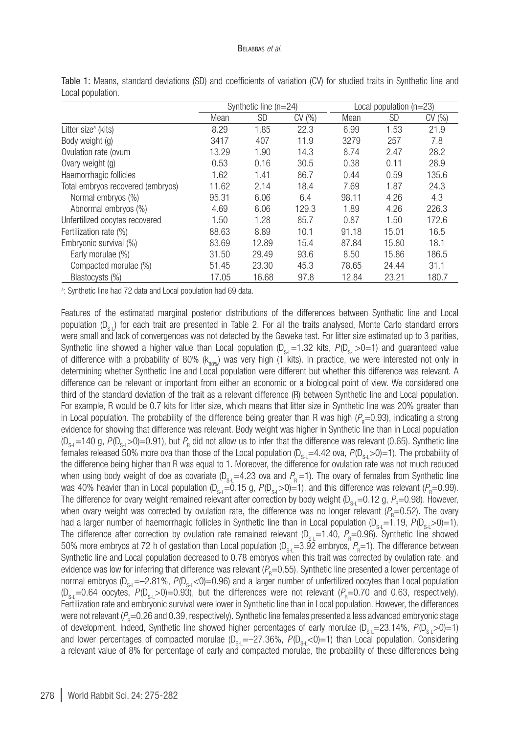Table 1: Means, standard deviations (SD) and coefficients of variation (CV) for studied traits in Synthetic line and Local population.

| | Synthetic line (n=24) | | | Local population (n=23) | | |
|---|---|---|---|---|---|---|
| | Mean | SD | CV (%) | Mean | SD | CV (%) |
| Litter size[a] (kits) | 8.29 | 1.85 | 22.3 | 6.99 | 1.53 | 21.9 |
| Body weight (g) | 3417 | 407 | 11.9 | 3279 | 257 | 7.8 |
| Ovulation rate (ovum | 13.29 | 1.90 | 14.3 | 8.74 | 2.47 | 28.2 |
| Ovary weight (g) | 0.53 | 0.16 | 30.5 | 0.38 | 0.11 | 28.9 |
| Haemorrhagic follicles | 1.62 | 1.41 | 86.7 | 0.44 | 0.59 | 135.6 |
| Total embryos recovered (embryos) | 11.62 | 2.14 | 18.4 | 7.69 | 1.87 | 24.3 |
| Normal embryos (%) | 95.31 | 6.06 | 6.4 | 98.11 | 4.26 | 4.3 |
| Abnormal embryos (%) | 4.69 | 6.06 | 129.3 | 1.89 | 4.26 | 226.3 |
| Unfertilized oocytes recovered | 1.50 | 1.28 | 85.7 | 0.87 | 1.50 | 172.6 |
| Fertilization rate (%) | 88.63 | 8.89 | 10.1 | 91.18 | 15.01 | 16.5 |
| Embryonic survival (%) | 83.69 | 12.89 | 15.4 | 87.84 | 15.80 | 18.1 |
| Early morulae (%) | 31.50 | 29.49 | 93.6 | 8.50 | 15.86 | 186.5 |
| Compacted morulae (%) | 51.45 | 23.30 | 45.3 | 78.65 | 24.44 | 31.1 |
| Blastocysts (%) | 17.05 | 16.68 | 97.8 | 12.84 | 23.21 | 180.7 |

[a]: Synthetic line had 72 data and Local population had 69 data.

Features of the estimated marginal posterior distributions of the differences between Synthetic line and Local population ($D_{S-L}$) for each trait are presented in Table 2. For all the traits analysed, Monte Carlo standard errors were small and lack of convergences was not detected by the Geweke test. For litter size estimated up to 3 parities, Synthetic line showed a higher value than Local population ($D_{S-L}$=1.32 kits, $P(D_{S-L}>0=1)$ and guaranteed value of difference with a probability of 80% ($k_{80\%}$) was very high (1 kits). In practice, we were interested not only in determining whether Synthetic line and Local population were different but whether this difference was relevant. A difference can be relevant or important from either an economic or a biological point of view. We considered one third of the standard deviation of the trait as a relevant difference (R) between Synthetic line and Local population. For example, R would be 0.7 kits for litter size, which means that litter size in Synthetic line was 20% greater than in Local population. The probability of the difference being greater than R was high ($P_R$=0.93), indicating a strong evidence for showing that difference was relevant. Body weight was higher in Synthetic line than in Local population ($D_{S-L}$=140 g, $P(D_{S-L}>0)$=0.91), but $P_R$ did not allow us to infer that the difference was relevant (0.65). Synthetic line females released 50% more ova than those of the Local population ($D_{S-L}$=4.42 ova, $P(D_{S-L}>0)$=1). The probability of the difference being higher than R was equal to 1. Moreover, the difference for ovulation rate was not much reduced when using body weight of doe as covariate ($D_{S-L}$=4.23 ova and $P_R$=1). The ovary of females from Synthetic line was 40% heavier than in Local population ($D_{S-L}$=0.15 g, $P(D_{S-L}>0)$=1), and this difference was relevant ($P_R$=0.99). The difference for ovary weight remained relevant after correction by body weight ($D_{S-L}$=0.12 g, $P_R$=0.98). However, when ovary weight was corrected by ovulation rate, the difference was no longer relevant ($P_R$=0.52). The ovary had a larger number of haemorrhagic follicles in Synthetic line than in Local population ($D_{S-L}$=1.19, $P(D_{S-L}>0)$=1). The difference after correction by ovulation rate remained relevant ($D_{S-L}$=1.40, $P_R$=0.96). Synthetic line showed 50% more embryos at 72 h of gestation than Local population ($D_{S-L}$=3.92 embryos, $P_R$=1). The difference between Synthetic line and Local population decreased to 0.78 embryos when this trait was corrected by ovulation rate, and evidence was low for inferring that difference was relevant ($P_R$=0.55). Synthetic line presented a lower percentage of normal embryos ($D_{S-L}$=–2.81%, $P(D_{S-L}<0)$=0.96) and a larger number of unfertilized oocytes than Local population ($D_{S-L}$=0.64 oocytes, $P(D_{S-L}>0)$=0.93), but the differences were not relevant ($P_R$=0.70 and 0.63, respectively). Fertilization rate and embryonic survival were lower in Synthetic line than in Local population. However, the differences were not relevant ($P_R$=0.26 and 0.39, respectively). Synthetic line females presented a less advanced embryonic stage of development. Indeed, Synthetic line showed higher percentages of early morulae ($D_{S-L}$=23.14%, $P(D_{S-L}>0)$=1) and lower percentages of compacted morulae ($D_{S-L}$=–27.36%, $P(D_{S-L}<0)$=1) than Local population. Considering a relevant value of 8% for percentage of early and compacted morulae, the probability of these differences being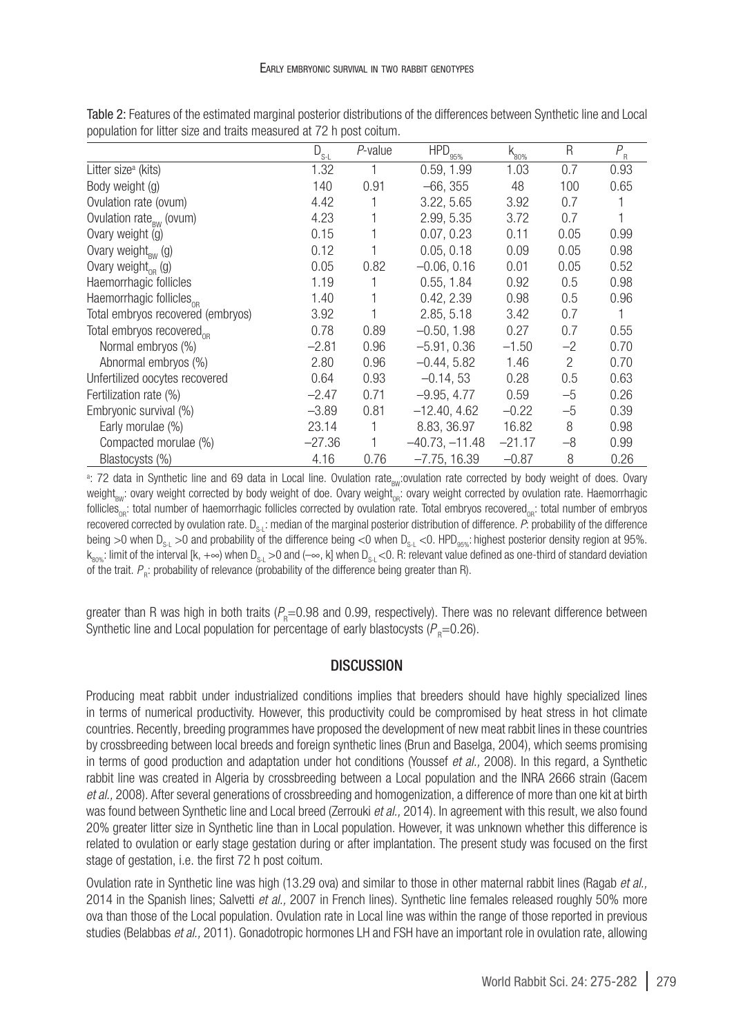Table 2: Features of the estimated marginal posterior distributions of the differences between Synthetic line and Local population for litter size and traits measured at 72 h post coitum.

| | $D_{S-L}$ | *P*-value | $HPD_{95\%}$ | $k_{80\%}$ | R | $P_R$ |
|---|---|---|---|---|---|---|
| Litter size[a] (kits) | 1.32 | 1 | 0.59, 1.99 | 1.03 | 0.7 | 0.93 |
| Body weight (g) | 140 | 0.91 | −66, 355 | 48 | 100 | 0.65 |
| Ovulation rate (ovum) | 4.42 | 1 | 3.22, 5.65 | 3.92 | 0.7 | 1 |
| Ovulation rate$_{BW}$ (ovum) | 4.23 | 1 | 2.99, 5.35 | 3.72 | 0.7 | 1 |
| Ovary weight (g) | 0.15 | 1 | 0.07, 0.23 | 0.11 | 0.05 | 0.99 |
| Ovary weight$_{BW}$ (g) | 0.12 | 1 | 0.05, 0.18 | 0.09 | 0.05 | 0.98 |
| Ovary weight$_{OR}$ (g) | 0.05 | 0.82 | −0.06, 0.16 | 0.01 | 0.05 | 0.52 |
| Haemorrhagic follicles | 1.19 | 1 | 0.55, 1.84 | 0.92 | 0.5 | 0.98 |
| Haemorrhagic follicles$_{OR}$ | 1.40 | 1 | 0.42, 2.39 | 0.98 | 0.5 | 0.96 |
| Total embryos recovered (embryos) | 3.92 | 1 | 2.85, 5.18 | 3.42 | 0.7 | 1 |
| Total embryos recovered$_{OR}$ | 0.78 | 0.89 | −0.50, 1.98 | 0.27 | 0.7 | 0.55 |
| Normal embryos (%) | −2.81 | 0.96 | −5.91, 0.36 | −1.50 | −2 | 0.70 |
| Abnormal embryos (%) | 2.80 | 0.96 | −0.44, 5.82 | 1.46 | 2 | 0.70 |
| Unfertilized oocytes recovered | 0.64 | 0.93 | −0.14, 53 | 0.28 | 0.5 | 0.63 |
| Fertilization rate (%) | −2.47 | 0.71 | −9.95, 4.77 | 0.59 | −5 | 0.26 |
| Embryonic survival (%) | −3.89 | 0.81 | −12.40, 4.62 | −0.22 | −5 | 0.39 |
| Early morulae (%) | 23.14 | 1 | 8.83, 36.97 | 16.82 | 8 | 0.98 |
| Compacted morulae (%) | −27.36 | 1 | −40.73, −11.48 | −21.17 | −8 | 0.99 |
| Blastocysts (%) | 4.16 | 0.76 | −7.75, 16.39 | −0.87 | 8 | 0.26 |

[a]: 72 data in Synthetic line and 69 data in Local line. Ovulation rate$_{BW}$:ovulation rate corrected by body weight of does. Ovary weight$_{BW}$: ovary weight corrected by body weight of doe. Ovary weight$_{OR}$: ovary weight corrected by ovulation rate. Haemorrhagic follicles$_{OR}$: total number of haemorrhagic follicles corrected by ovulation rate. Total embryos recovered$_{OR}$: total number of embryos recovered corrected by ovulation rate. $D_{S-L}$: median of the marginal posterior distribution of difference. *P*: probability of the difference being >0 when $D_{S-L}>0$ and probability of the difference being <0 when $D_{S-L}<0$. $HPD_{95\%}$: highest posterior density region at 95%. $k_{80\%}$: limit of the interval $[k, +\infty)$ when $D_{S-L}>0$ and $(-\infty, k]$ when $D_{S-L}<0$. R: relevant value defined as one-third of standard deviation of the trait. $P_R$: probability of relevance (probability of the difference being greater than R).

greater than R was high in both traits ($P_R$=0.98 and 0.99, respectively). There was no relevant difference between Synthetic line and Local population for percentage of early blastocysts ($P_R$=0.26).

## DISCUSSION

Producing meat rabbit under industrialized conditions implies that breeders should have highly specialized lines in terms of numerical productivity. However, this productivity could be compromised by heat stress in hot climate countries. Recently, breeding programmes have proposed the development of new meat rabbit lines in these countries by crossbreeding between local breeds and foreign synthetic lines (Brun and Baselga, 2004), which seems promising in terms of good production and adaptation under hot conditions (Youssef *et al.,* 2008). In this regard, a Synthetic rabbit line was created in Algeria by crossbreeding between a Local population and the INRA 2666 strain (Gacem *et al.,* 2008). After several generations of crossbreeding and homogenization, a difference of more than one kit at birth was found between Synthetic line and Local breed (Zerrouki *et al.,* 2014). In agreement with this result, we also found 20% greater litter size in Synthetic line than in Local population. However, it was unknown whether this difference is related to ovulation or early stage gestation during or after implantation. The present study was focused on the first stage of gestation, i.e. the first 72 h post coitum.

Ovulation rate in Synthetic line was high (13.29 ova) and similar to those in other maternal rabbit lines (Ragab *et al.,* 2014 in the Spanish lines; Salvetti *et al.,* 2007 in French lines). Synthetic line females released roughly 50% more ova than those of the Local population. Ovulation rate in Local line was within the range of those reported in previous studies (Belabbas *et al.,* 2011). Gonadotropic hormones LH and FSH have an important role in ovulation rate, allowing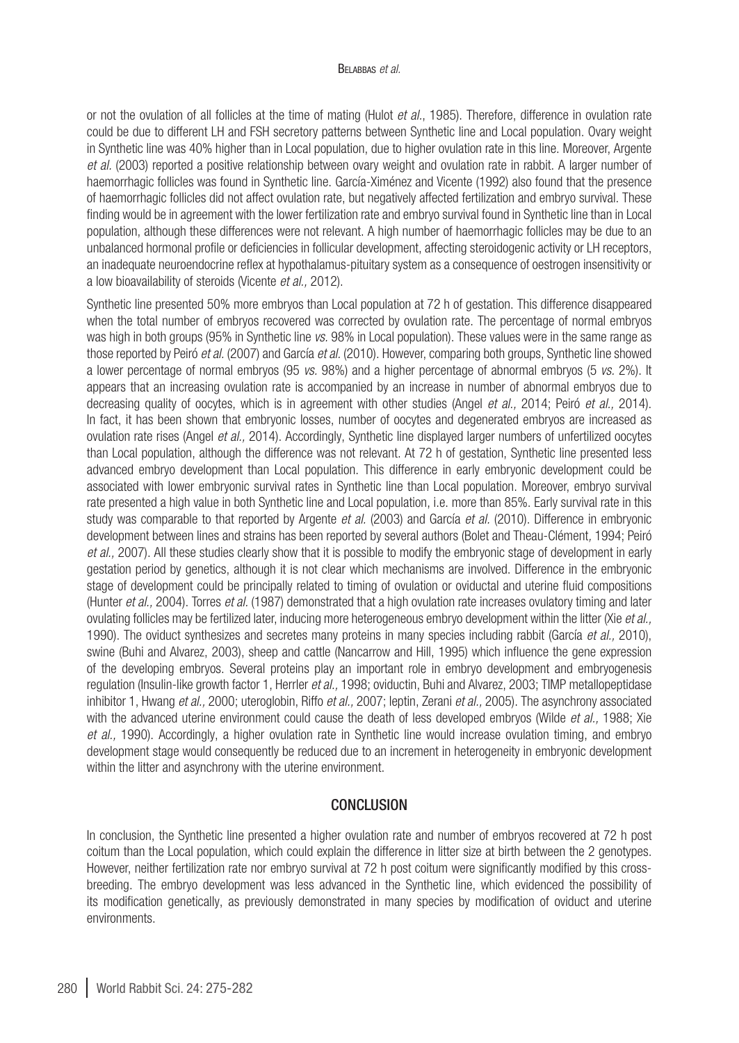or not the ovulation of all follicles at the time of mating (Hulot *et al.*, 1985). Therefore, difference in ovulation rate could be due to different LH and FSH secretory patterns between Synthetic line and Local population. Ovary weight in Synthetic line was 40% higher than in Local population, due to higher ovulation rate in this line. Moreover, Argente *et al.* (2003) reported a positive relationship between ovary weight and ovulation rate in rabbit. A larger number of haemorrhagic follicles was found in Synthetic line. García-Ximénez and Vicente (1992) also found that the presence of haemorrhagic follicles did not affect ovulation rate, but negatively affected fertilization and embryo survival. These finding would be in agreement with the lower fertilization rate and embryo survival found in Synthetic line than in Local population, although these differences were not relevant. A high number of haemorrhagic follicles may be due to an unbalanced hormonal profile or deficiencies in follicular development, affecting steroidogenic activity or LH receptors, an inadequate neuroendocrine reflex at hypothalamus-pituitary system as a consequence of oestrogen insensitivity or a low bioavailability of steroids (Vicente *et al.,* 2012).

Synthetic line presented 50% more embryos than Local population at 72 h of gestation. This difference disappeared when the total number of embryos recovered was corrected by ovulation rate. The percentage of normal embryos was high in both groups (95% in Synthetic line *vs.* 98% in Local population). These values were in the same range as those reported by Peiró *et al.* (2007) and García *et al.* (2010). However, comparing both groups, Synthetic line showed a lower percentage of normal embryos (95 *vs.* 98%) and a higher percentage of abnormal embryos (5 *vs.* 2%). It appears that an increasing ovulation rate is accompanied by an increase in number of abnormal embryos due to decreasing quality of oocytes, which is in agreement with other studies (Angel *et al.,* 2014; Peiró *et al.,* 2014). In fact, it has been shown that embryonic losses, number of oocytes and degenerated embryos are increased as ovulation rate rises (Angel *et al.,* 2014). Accordingly, Synthetic line displayed larger numbers of unfertilized oocytes than Local population, although the difference was not relevant. At 72 h of gestation, Synthetic line presented less advanced embryo development than Local population. This difference in early embryonic development could be associated with lower embryonic survival rates in Synthetic line than Local population. Moreover, embryo survival rate presented a high value in both Synthetic line and Local population, i.e. more than 85%. Early survival rate in this study was comparable to that reported by Argente *et al.* (2003) and García *et al.* (2010). Difference in embryonic development between lines and strains has been reported by several authors (Bolet and Theau-Clément*,* 1994; Peiró *et al.,* 2007). All these studies clearly show that it is possible to modify the embryonic stage of development in early gestation period by genetics, although it is not clear which mechanisms are involved. Difference in the embryonic stage of development could be principally related to timing of ovulation or oviductal and uterine fluid compositions (Hunter *et al.,* 2004). Torres *et al.* (1987) demonstrated that a high ovulation rate increases ovulatory timing and later ovulating follicles may be fertilized later, inducing more heterogeneous embryo development within the litter (Xie *et al.,* 1990). The oviduct synthesizes and secretes many proteins in many species including rabbit (García *et al.,* 2010), swine (Buhi and Alvarez, 2003), sheep and cattle (Nancarrow and Hill, 1995) which influence the gene expression of the developing embryos. Several proteins play an important role in embryo development and embryogenesis regulation (Insulin-like growth factor 1, Herrler *et al.,* 1998; oviductin, Buhi and Alvarez, 2003; TIMP metallopeptidase inhibitor 1, Hwang *et al.,* 2000; uteroglobin, Riffo *et al.,* 2007; leptin, Zerani *et al.,* 2005). The asynchrony associated with the advanced uterine environment could cause the death of less developed embryos (Wilde *et al.,* 1988; Xie *et al.,* 1990). Accordingly, a higher ovulation rate in Synthetic line would increase ovulation timing, and embryo development stage would consequently be reduced due to an increment in heterogeneity in embryonic development within the litter and asynchrony with the uterine environment.

## CONCLUSION

In conclusion, the Synthetic line presented a higher ovulation rate and number of embryos recovered at 72 h post coitum than the Local population, which could explain the difference in litter size at birth between the 2 genotypes. However, neither fertilization rate nor embryo survival at 72 h post coitum were significantly modified by this crossbreeding. The embryo development was less advanced in the Synthetic line, which evidenced the possibility of its modification genetically, as previously demonstrated in many species by modification of oviduct and uterine environments.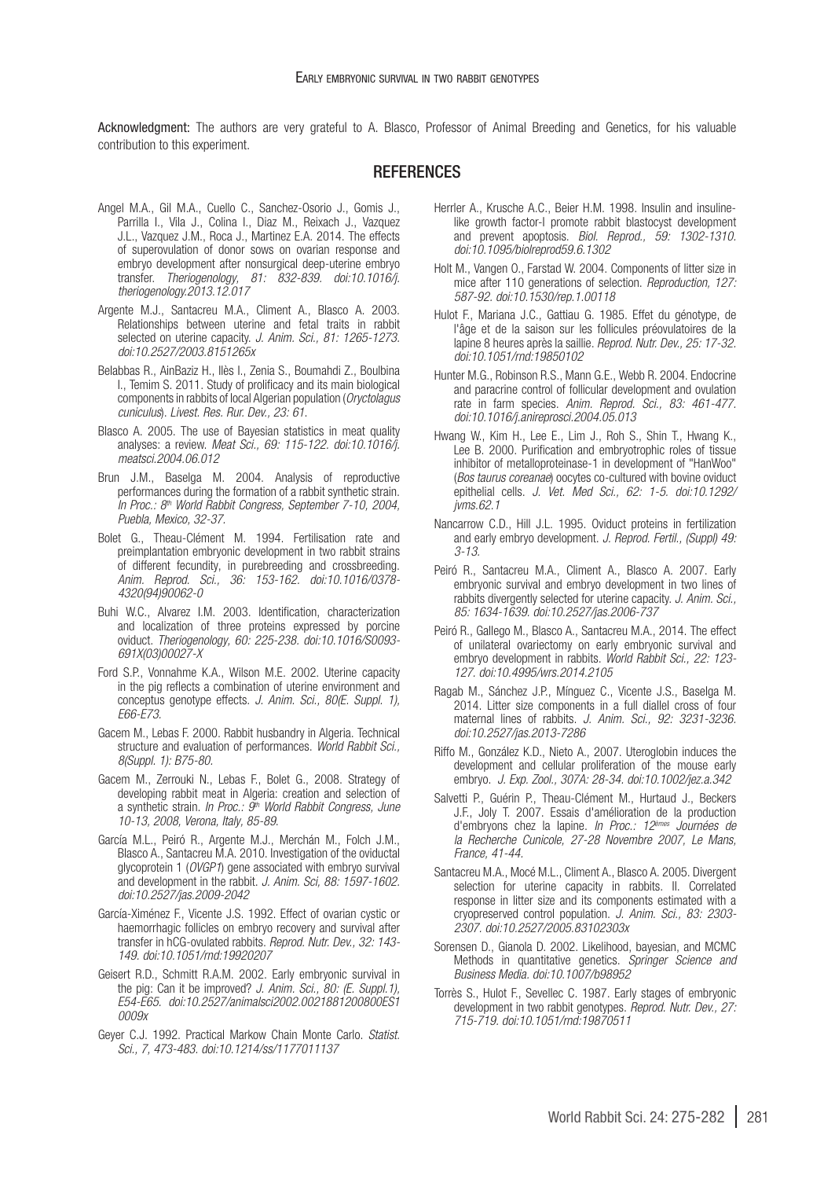**Acknowledgment:** The authors are very grateful to A. Blasco, Professor of Animal Breeding and Genetics, for his valuable contribution to this experiment.

## REFERENCES

Angel M.A., Gil M.A., Cuello C., Sanchez-Osorio J., Gomis J., Parrilla I., Vila J., Colina I., Diaz M., Reixach J., Vazquez J.L., Vazquez J.M., Roca J., Martinez E.A. 2014. The effects of superovulation of donor sows on ovarian response and embryo development after nonsurgical deep-uterine embryo transfer. *Theriogenology, 81: 832-839. doi:10.1016/j.theriogenology.2013.12.017*

Argente M.J., Santacreu M.A., Climent A., Blasco A. 2003. Relationships between uterine and fetal traits in rabbit selected on uterine capacity. *J. Anim. Sci., 81: 1265-1273. doi:10.2527/2003.8151265x*

Belabbas R., AinBaziz H., Ilès I., Zenia S., Boumahdi Z., Boulbina I., Temim S. 2011. Study of prolificacy and its main biological components in rabbits of local Algerian population (*Oryctolagus cuniculus*). *Livest. Res. Rur. Dev., 23: 61.*

Blasco A. 2005. The use of Bayesian statistics in meat quality analyses: a review. *Meat Sci., 69: 115-122. doi:10.1016/j.meatsci.2004.06.012*

Brun J.M., Baselga M. 2004. Analysis of reproductive performances during the formation of a rabbit synthetic strain. *In Proc.: 8th World Rabbit Congress, September 7-10, 2004, Puebla, Mexico, 32-37.*

Bolet G., Theau-Clément M. 1994. Fertilisation rate and preimplantation embryonic development in two rabbit strains of different fecundity, in purebreeding and crossbreeding. *Anim. Reprod. Sci., 36: 153-162. doi:10.1016/0378-4320(94)90062-0*

Buhi W.C., Alvarez I.M. 2003. Identification, characterization and localization of three proteins expressed by porcine oviduct. *Theriogenology, 60: 225-238. doi:10.1016/S0093-691X(03)00027-X*

Ford S.P., Vonnahme K.A., Wilson M.E. 2002. Uterine capacity in the pig reflects a combination of uterine environment and conceptus genotype effects. *J. Anim. Sci., 80(E. Suppl. 1), E66-E73.*

Gacem M., Lebas F. 2000. Rabbit husbandry in Algeria. Technical structure and evaluation of performances. *World Rabbit Sci., 8(Suppl. 1): B75-80.*

Gacem M., Zerrouki N., Lebas F., Bolet G., 2008. Strategy of developing rabbit meat in Algeria: creation and selection of a synthetic strain. *In Proc.: 9th World Rabbit Congress, June 10-13, 2008, Verona, Italy, 85-89.*

García M.L., Peiró R., Argente M.J., Merchán M., Folch J.M., Blasco A., Santacreu M.A. 2010. Investigation of the oviductal glycoprotein 1 (*OVGP1*) gene associated with embryo survival and development in the rabbit. *J. Anim. Sci, 88: 1597-1602. doi:10.2527/jas.2009-2042*

García-Ximénez F., Vicente J.S. 1992. Effect of ovarian cystic or haemorrhagic follicles on embryo recovery and survival after transfer in hCG-ovulated rabbits. *Reprod. Nutr. Dev., 32: 143-149. doi:10.1051/rnd:19920207*

Geisert R.D., Schmitt R.A.M. 2002. Early embryonic survival in the pig: Can it be improved? *J. Anim. Sci., 80: (E. Suppl.1), E54-E65. doi:10.2527/animalsci2002.0021881200800ES10009x*

Geyer C.J. 1992. Practical Markow Chain Monte Carlo. *Statist. Sci., 7, 473-483. doi:10.1214/ss/1177011137*

Herrler A., Krusche A.C., Beier H.M. 1998. Insulin and insulin-like growth factor-I promote rabbit blastocyst development and prevent apoptosis. *Biol. Reprod., 59: 1302-1310. doi:10.1095/biolreprod59.6.1302*

Holt M., Vangen O., Farstad W. 2004. Components of litter size in mice after 110 generations of selection. *Reproduction, 127: 587-92. doi:10.1530/rep.1.00118*

Hulot F., Mariana J.C., Gattiau G. 1985. Effet du génotype, de l'âge et de la saison sur les follicules préovulatoires de la lapine 8 heures après la saillie. *Reprod. Nutr. Dev., 25: 17-32. doi:10.1051/rnd:19850102*

Hunter M.G., Robinson R.S., Mann G.E., Webb R. 2004. Endocrine and paracrine control of follicular development and ovulation rate in farm species. *Anim. Reprod. Sci., 83: 461-477. doi:10.1016/j.anireprosci.2004.05.013*

Hwang W., Kim H., Lee E., Lim J., Roh S., Shin T., Hwang K., Lee B. 2000. Purification and embryotrophic roles of tissue inhibitor of metalloproteinase-1 in development of "HanWoo" (*Bos taurus coreanae*) oocytes co-cultured with bovine oviduct epithelial cells. *J. Vet. Med Sci., 62: 1-5. doi:10.1292/jvms.62.1*

Nancarrow C.D., Hill J.L. 1995. Oviduct proteins in fertilization and early embryo development. *J. Reprod. Fertil., (Suppl) 49: 3-13.*

Peiró R., Santacreu M.A., Climent A., Blasco A. 2007. Early embryonic survival and embryo development in two lines of rabbits divergently selected for uterine capacity. *J. Anim. Sci., 85: 1634-1639. doi:10.2527/jas.2006-737*

Peiró R., Gallego M., Blasco A., Santacreu M.A., 2014. The effect of unilateral ovariectomy on early embryonic survival and embryo development in rabbits. *World Rabbit Sci., 22: 123-127. doi:10.4995/wrs.2014.2105*

Ragab M., Sánchez J.P., Mínguez C., Vicente J.S., Baselga M. 2014. Litter size components in a full diallel cross of four maternal lines of rabbits. *J. Anim. Sci., 92: 3231-3236. doi:10.2527/jas.2013-7286*

Riffo M., González K.D., Nieto A., 2007. Uteroglobin induces the development and cellular proliferation of the mouse early embryo. *J. Exp. Zool., 307A: 28-34. doi:10.1002/jez.a.342*

Salvetti P., Guérin P., Theau-Clément M., Hurtaud J., Beckers J.F., Joly T. 2007. Essais d'amélioration de la production d'embryons chez la lapine. *In Proc.: 12èmes Journées de la Recherche Cunicole, 27-28 Novembre 2007, Le Mans, France, 41-44.*

Santacreu M.A., Mocé M.L., Climent A., Blasco A. 2005. Divergent selection for uterine capacity in rabbits. II. Correlated response in litter size and its components estimated with a cryopreserved control population. *J. Anim. Sci., 83: 2303-2307. doi:10.2527/2005.83102303x*

Sorensen D., Gianola D. 2002. Likelihood, bayesian, and MCMC Methods in quantitative genetics. *Springer Science and Business Media. doi:10.1007/b98952*

Torrès S., Hulot F., Sevellec C. 1987. Early stages of embryonic development in two rabbit genotypes. *Reprod. Nutr. Dev., 27: 715-719. doi:10.1051/rnd:19870511*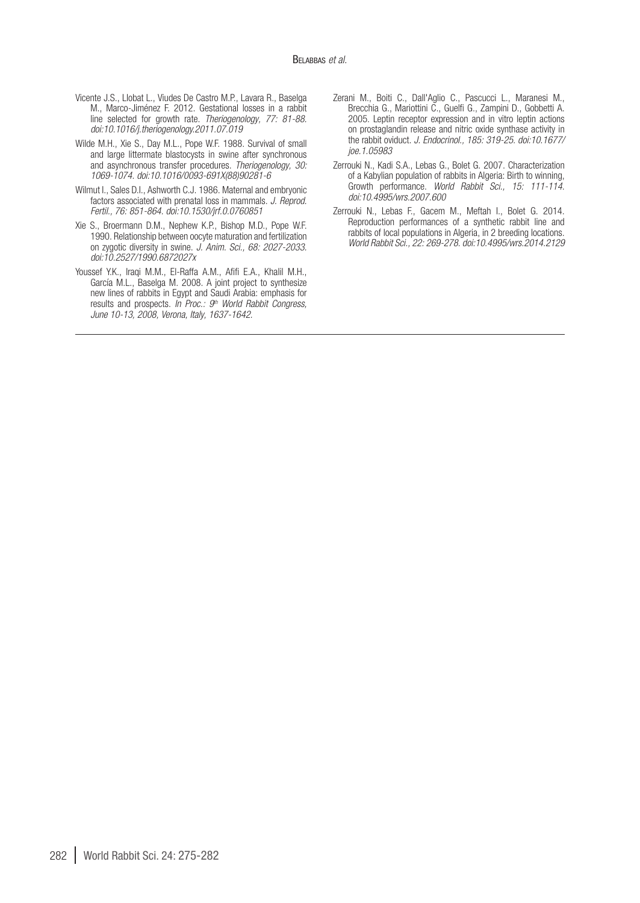Vicente J.S., Llobat L., Viudes De Castro M.P., Lavara R., Baselga M., Marco-Jiménez F. 2012. Gestational losses in a rabbit line selected for growth rate. *Theriogenology, 77: 81-88. doi:10.1016/j.theriogenology.2011.07.019*

Wilde M.H., Xie S., Day M.L., Pope W.F. 1988. Survival of small and large littermate blastocysts in swine after synchronous and asynchronous transfer procedures. *Theriogenology, 30: 1069-1074. doi:10.1016/0093-691X(88)90281-6*

Wilmut I., Sales D.I., Ashworth C.J. 1986. Maternal and embryonic factors associated with prenatal loss in mammals. *J. Reprod. Fertil., 76: 851-864. doi:10.1530/jrf.0.0760851*

Xie S., Broermann D.M., Nephew K.P., Bishop M.D., Pope W.F. 1990. Relationship between oocyte maturation and fertilization on zygotic diversity in swine. *J. Anim. Sci., 68: 2027-2033. doi:10.2527/1990.6872027x*

Youssef Y.K., Iraqi M.M., El-Raffa A.M., Afifi E.A., Khalil M.H., García M.L., Baselga M. 2008. A joint project to synthesize new lines of rabbits in Egypt and Saudi Arabia: emphasis for results and prospects. *In Proc.: 9th World Rabbit Congress, June 10-13, 2008, Verona, Italy, 1637-1642.*

Zerani M., Boiti C., Dall'Aglio C., Pascucci L., Maranesi M., Brecchia G., Mariottini C., Guelfi G., Zampini D., Gobbetti A. 2005. Leptin receptor expression and in vitro leptin actions on prostaglandin release and nitric oxide synthase activity in the rabbit oviduct. *J. Endocrinol., 185: 319-25. doi:10.1677/joe.1.05983*

Zerrouki N., Kadi S.A., Lebas G., Bolet G. 2007. Characterization of a Kabylian population of rabbits in Algeria: Birth to winning, Growth performance. *World Rabbit Sci., 15: 111-114. doi:10.4995/wrs.2007.600*

Zerrouki N., Lebas F., Gacem M., Meftah I., Bolet G. 2014. Reproduction performances of a synthetic rabbit line and rabbits of local populations in Algeria, in 2 breeding locations. *World Rabbit Sci., 22: 269-278. doi:10.4995/wrs.2014.2129*